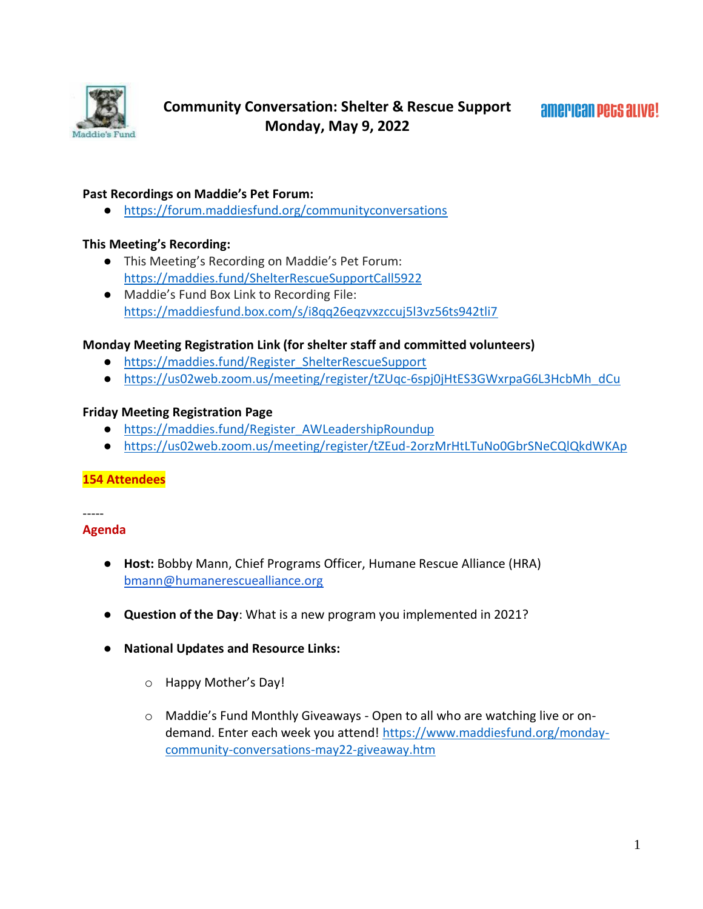# Community Conversation: Shelter & Rescue Support
## Monday, May 9, 2022

**Past Recordings on Maddie's Pet Forum:**

- https://forum.maddiesfund.org/communityconversations

**This Meeting's Recording:**

- This Meeting's Recording on Maddie's Pet Forum: https://maddies.fund/ShelterRescueSupportCall5922
- Maddie's Fund Box Link to Recording File: https://maddiesfund.box.com/s/i8qq26eqzvxzccuj5l3vz56ts942tli7

**Monday Meeting Registration Link (for shelter staff and committed volunteers)**

- https://maddies.fund/Register_ShelterRescueSupport
- https://us02web.zoom.us/meeting/register/tZUqc-6spj0jHtES3GWxrpaG6L3HcbMh_dCu

**Friday Meeting Registration Page**

- https://maddies.fund/Register_AWLeadershipRoundup
- https://us02web.zoom.us/meeting/register/tZEud-2orzMrHtLTuNo0GbrSNeCQlQkdWKAp

**154 Attendees**

-----

**Agenda**

- **Host:** Bobby Mann, Chief Programs Officer, Humane Rescue Alliance (HRA) bmann@humanerescuealliance.org

- **Question of the Day**: What is a new program you implemented in 2021?

- **National Updates and Resource Links:**

  - Happy Mother's Day!

  - Maddie's Fund Monthly Giveaways - Open to all who are watching live or on-demand. Enter each week you attend! https://www.maddiesfund.org/monday-community-conversations-may22-giveaway.htm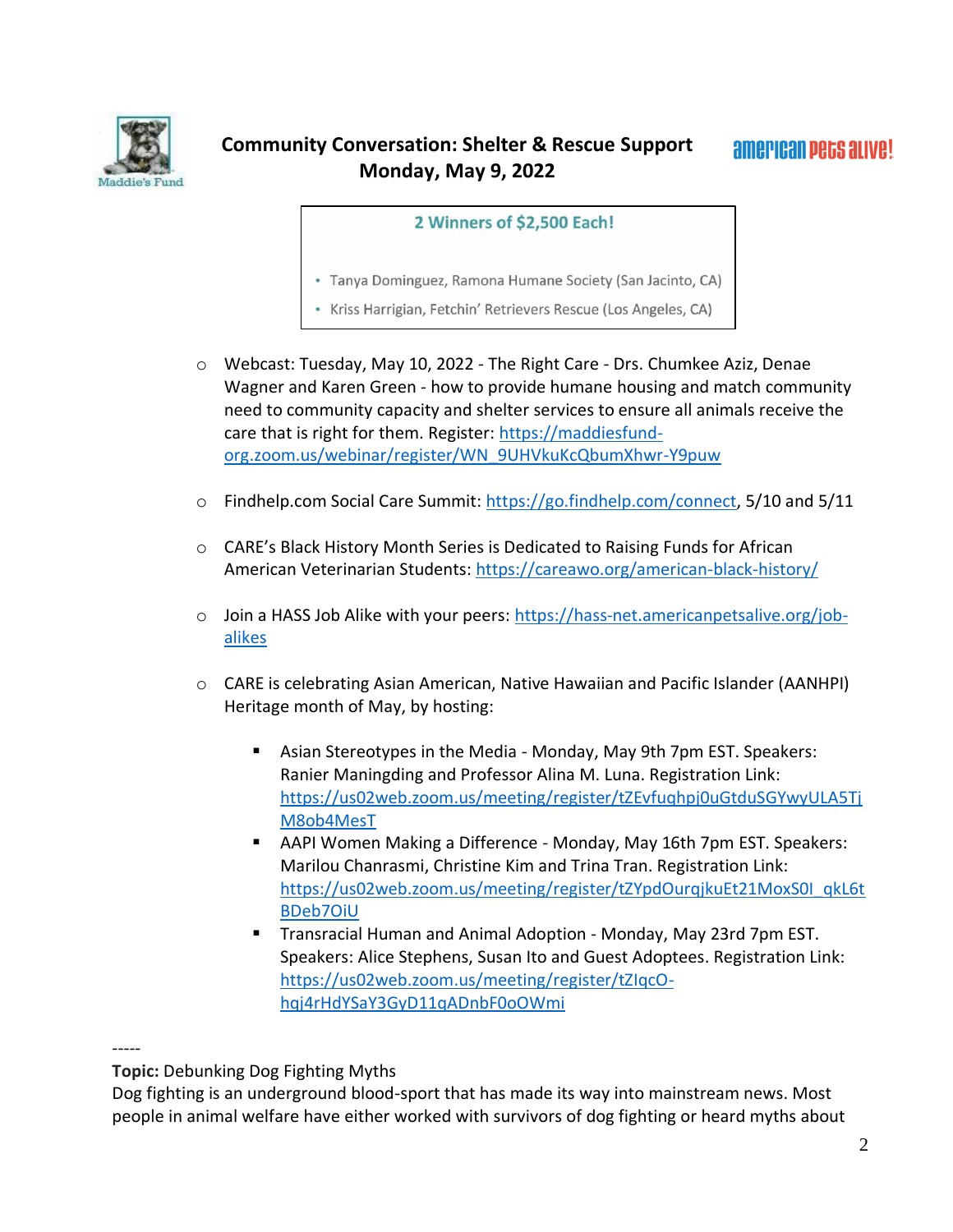# Community Conversation: Shelter & Rescue Support
## Monday, May 9, 2022

**2 Winners of $2,500 Each!**

- Tanya Dominguez, Ramona Humane Society (San Jacinto, CA)
- Kriss Harrigian, Fetchin' Retrievers Rescue (Los Angeles, CA)

- Webcast: Tuesday, May 10, 2022 - The Right Care - Drs. Chumkee Aziz, Denae Wagner and Karen Green - how to provide humane housing and match community need to community capacity and shelter services to ensure all animals receive the care that is right for them. Register: https://maddiesfund-org.zoom.us/webinar/register/WN_9UHVkuKcQbumXhwr-Y9puw

- Findhelp.com Social Care Summit: https://go.findhelp.com/connect, 5/10 and 5/11

- CARE's Black History Month Series is Dedicated to Raising Funds for African American Veterinarian Students: https://careawo.org/american-black-history/

- Join a HASS Job Alike with your peers: https://hass-net.americanpetsalive.org/job-alikes

- CARE is celebrating Asian American, Native Hawaiian and Pacific Islander (AANHPI) Heritage month of May, by hosting:
  - Asian Stereotypes in the Media - Monday, May 9th 7pm EST. Speakers: Ranier Maningding and Professor Alina M. Luna. Registration Link: https://us02web.zoom.us/meeting/register/tZEvfuqhpj0uGtduSGYwyULA5TjM8ob4MesT
  - AAPI Women Making a Difference - Monday, May 16th 7pm EST. Speakers: Marilou Chanrasmi, Christine Kim and Trina Tran. Registration Link: https://us02web.zoom.us/meeting/register/tZYpdOurqjkuEt21MoxS0I_qkL6tBDeb7OiU
  - Transracial Human and Animal Adoption - Monday, May 23rd 7pm EST. Speakers: Alice Stephens, Susan Ito and Guest Adoptees. Registration Link: https://us02web.zoom.us/meeting/register/tZIqcO-hqj4rHdYSaY3GyD11qADnbF0oOWmi

-----

**Topic:** Debunking Dog Fighting Myths

Dog fighting is an underground blood-sport that has made its way into mainstream news. Most people in animal welfare have either worked with survivors of dog fighting or heard myths about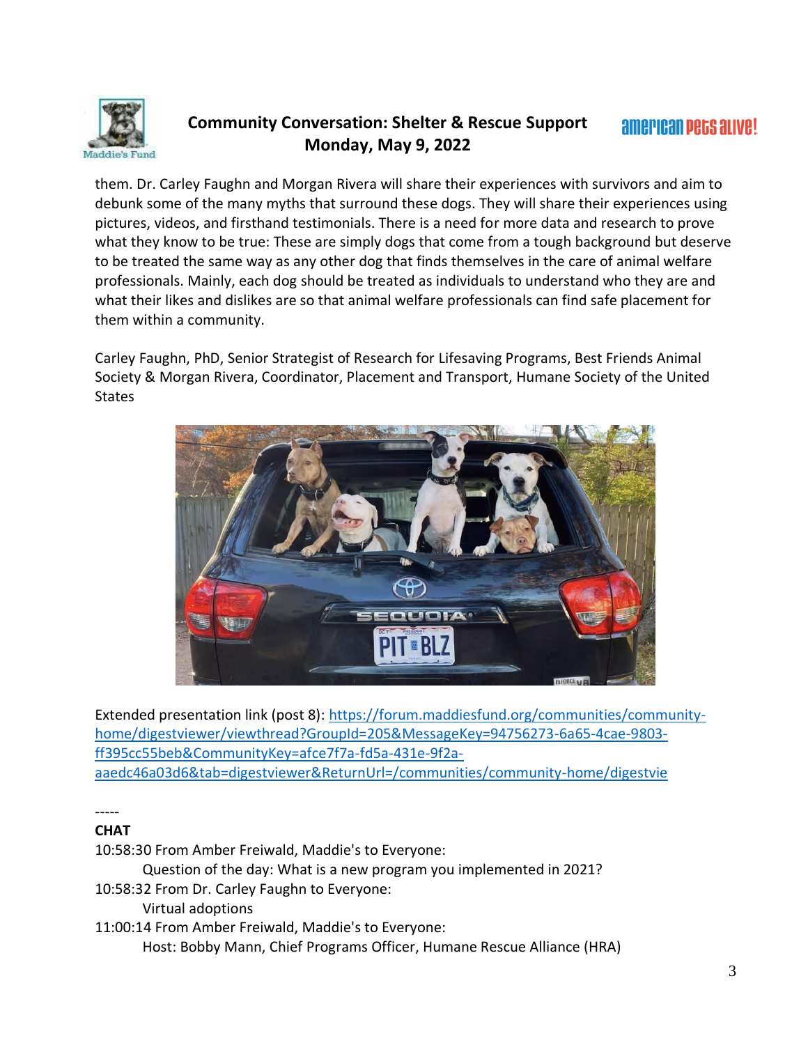them. Dr. Carley Faughn and Morgan Rivera will share their experiences with survivors and aim to debunk some of the many myths that surround these dogs. They will share their experiences using pictures, videos, and firsthand testimonials. There is a need for more data and research to prove what they know to be true: These are simply dogs that come from a tough background but deserve to be treated the same way as any other dog that finds themselves in the care of animal welfare professionals. Mainly, each dog should be treated as individuals to understand who they are and what their likes and dislikes are so that animal welfare professionals can find safe placement for them within a community.

Carley Faughn, PhD, Senior Strategist of Research for Lifesaving Programs, Best Friends Animal Society & Morgan Rivera, Coordinator, Placement and Transport, Humane Society of the United States

Extended presentation link (post 8): https://forum.maddiesfund.org/communities/community-home/digestviewer/viewthread?GroupId=205&MessageKey=94756273-6a65-4cae-9803-ff395cc55beb&CommunityKey=afce7f7a-fd5a-431e-9f2a-aaedc46a03d6&tab=digestviewer&ReturnUrl=/communities/community-home/digestvie

-----

**CHAT**

10:58:30 From Amber Freiwald, Maddie's to Everyone:
 Question of the day: What is a new program you implemented in 2021?

10:58:32 From Dr. Carley Faughn to Everyone:
 Virtual adoptions

11:00:14 From Amber Freiwald, Maddie's to Everyone:
 Host: Bobby Mann, Chief Programs Officer, Humane Rescue Alliance (HRA)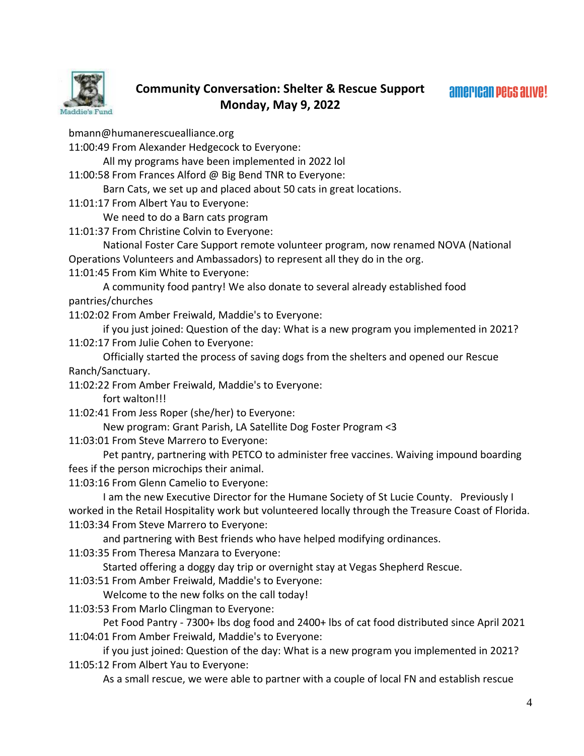**Community Conversation: Shelter & Rescue Support**
**Monday, May 9, 2022**

bmann@humanerescuealliance.org

11:00:49 From Alexander Hedgecock to Everyone:
    All my programs have been implemented in 2022 lol

11:00:58 From Frances Alford @ Big Bend TNR to Everyone:
    Barn Cats, we set up and placed about 50 cats in great locations.

11:01:17 From Albert Yau to Everyone:
    We need to do a Barn cats program

11:01:37 From Christine Colvin to Everyone:
    National Foster Care Support remote volunteer program, now renamed NOVA (National Operations Volunteers and Ambassadors) to represent all they do in the org.

11:01:45 From Kim White to Everyone:
    A community food pantry! We also donate to several already established food pantries/churches

11:02:02 From Amber Freiwald, Maddie's to Everyone:
    if you just joined: Question of the day: What is a new program you implemented in 2021?

11:02:17 From Julie Cohen to Everyone:
    Officially started the process of saving dogs from the shelters and opened our Rescue Ranch/Sanctuary.

11:02:22 From Amber Freiwald, Maddie's to Everyone:
    fort walton!!!

11:02:41 From Jess Roper (she/her) to Everyone:
    New program: Grant Parish, LA Satellite Dog Foster Program <3

11:03:01 From Steve Marrero to Everyone:
    Pet pantry, partnering with PETCO to administer free vaccines. Waiving impound boarding fees if the person microchips their animal.

11:03:16 From Glenn Camelio to Everyone:
    I am the new Executive Director for the Humane Society of St Lucie County.   Previously I worked in the Retail Hospitality work but volunteered locally through the Treasure Coast of Florida.

11:03:34 From Steve Marrero to Everyone:
    and partnering with Best friends who have helped modifying ordinances.

11:03:35 From Theresa Manzara to Everyone:
    Started offering a doggy day trip or overnight stay at Vegas Shepherd Rescue.

11:03:51 From Amber Freiwald, Maddie's to Everyone:
    Welcome to the new folks on the call today!

11:03:53 From Marlo Clingman to Everyone:
    Pet Food Pantry - 7300+ lbs dog food and 2400+ lbs of cat food distributed since April 2021

11:04:01 From Amber Freiwald, Maddie's to Everyone:
    if you just joined: Question of the day: What is a new program you implemented in 2021?

11:05:12 From Albert Yau to Everyone:
    As a small rescue, we were able to partner with a couple of local FN and establish rescue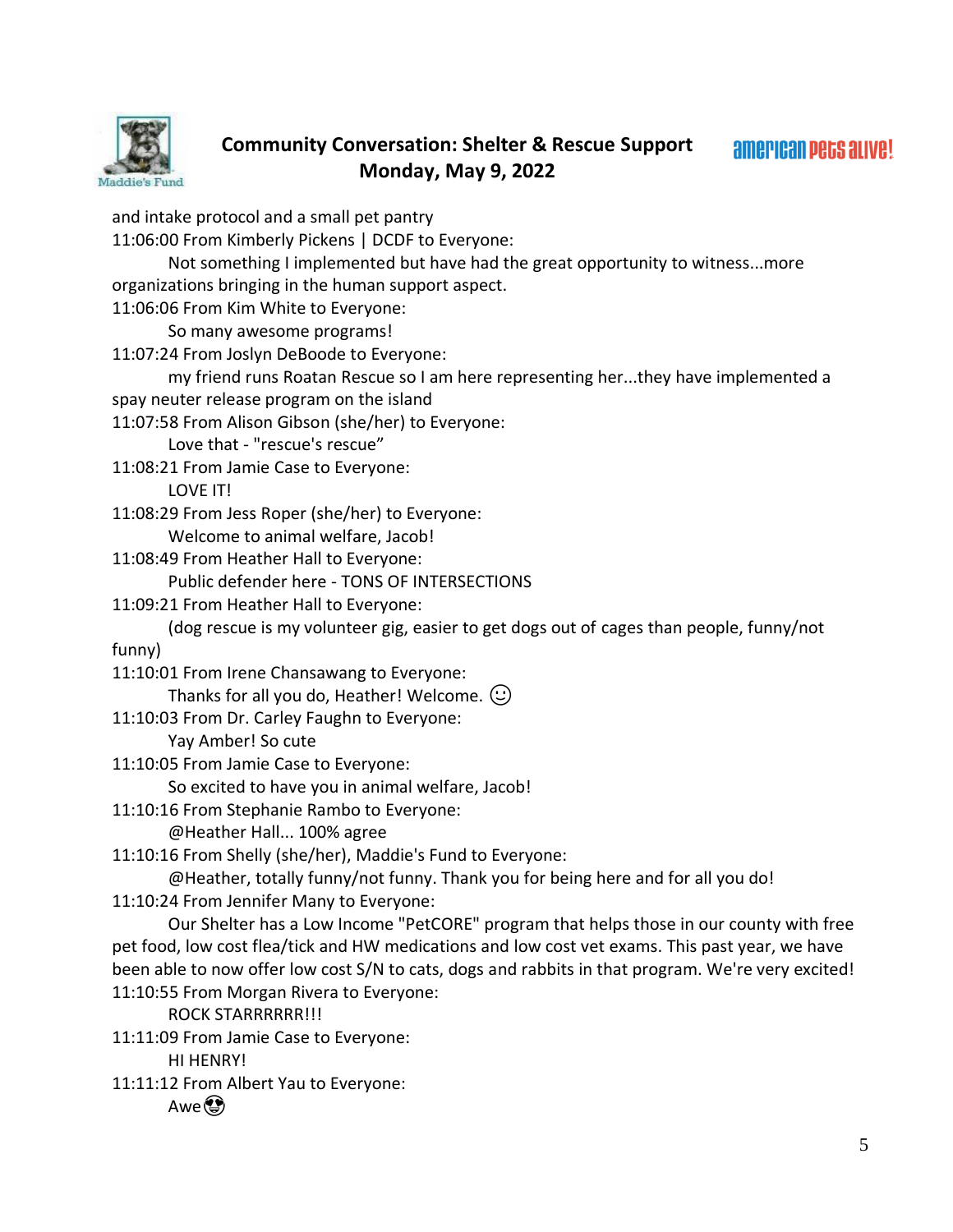and intake protocol and a small pet pantry

11:06:00 From Kimberly Pickens | DCDF to Everyone:

Not something I implemented but have had the great opportunity to witness...more organizations bringing in the human support aspect.

11:06:06 From Kim White to Everyone:

So many awesome programs!

11:07:24 From Joslyn DeBoode to Everyone:

my friend runs Roatan Rescue so I am here representing her...they have implemented a spay neuter release program on the island

11:07:58 From Alison Gibson (she/her) to Everyone:

Love that - "rescue's rescue"

11:08:21 From Jamie Case to Everyone:

LOVE IT!

11:08:29 From Jess Roper (she/her) to Everyone:

Welcome to animal welfare, Jacob!

11:08:49 From Heather Hall to Everyone:

Public defender here - TONS OF INTERSECTIONS

11:09:21 From Heather Hall to Everyone:

(dog rescue is my volunteer gig, easier to get dogs out of cages than people, funny/not funny)

11:10:01 From Irene Chansawang to Everyone:

Thanks for all you do, Heather! Welcome. ☺

11:10:03 From Dr. Carley Faughn to Everyone:

Yay Amber! So cute

11:10:05 From Jamie Case to Everyone:

So excited to have you in animal welfare, Jacob!

11:10:16 From Stephanie Rambo to Everyone:

@Heather Hall... 100% agree

11:10:16 From Shelly (she/her), Maddie's Fund to Everyone:

@Heather, totally funny/not funny. Thank you for being here and for all you do!

11:10:24 From Jennifer Many to Everyone:

Our Shelter has a Low Income "PetCORE" program that helps those in our county with free pet food, low cost flea/tick and HW medications and low cost vet exams. This past year, we have been able to now offer low cost S/N to cats, dogs and rabbits in that program. We're very excited!

11:10:55 From Morgan Rivera to Everyone:

ROCK STARRRRRR!!!

11:11:09 From Jamie Case to Everyone:

HI HENRY!

11:11:12 From Albert Yau to Everyone:

Awe😍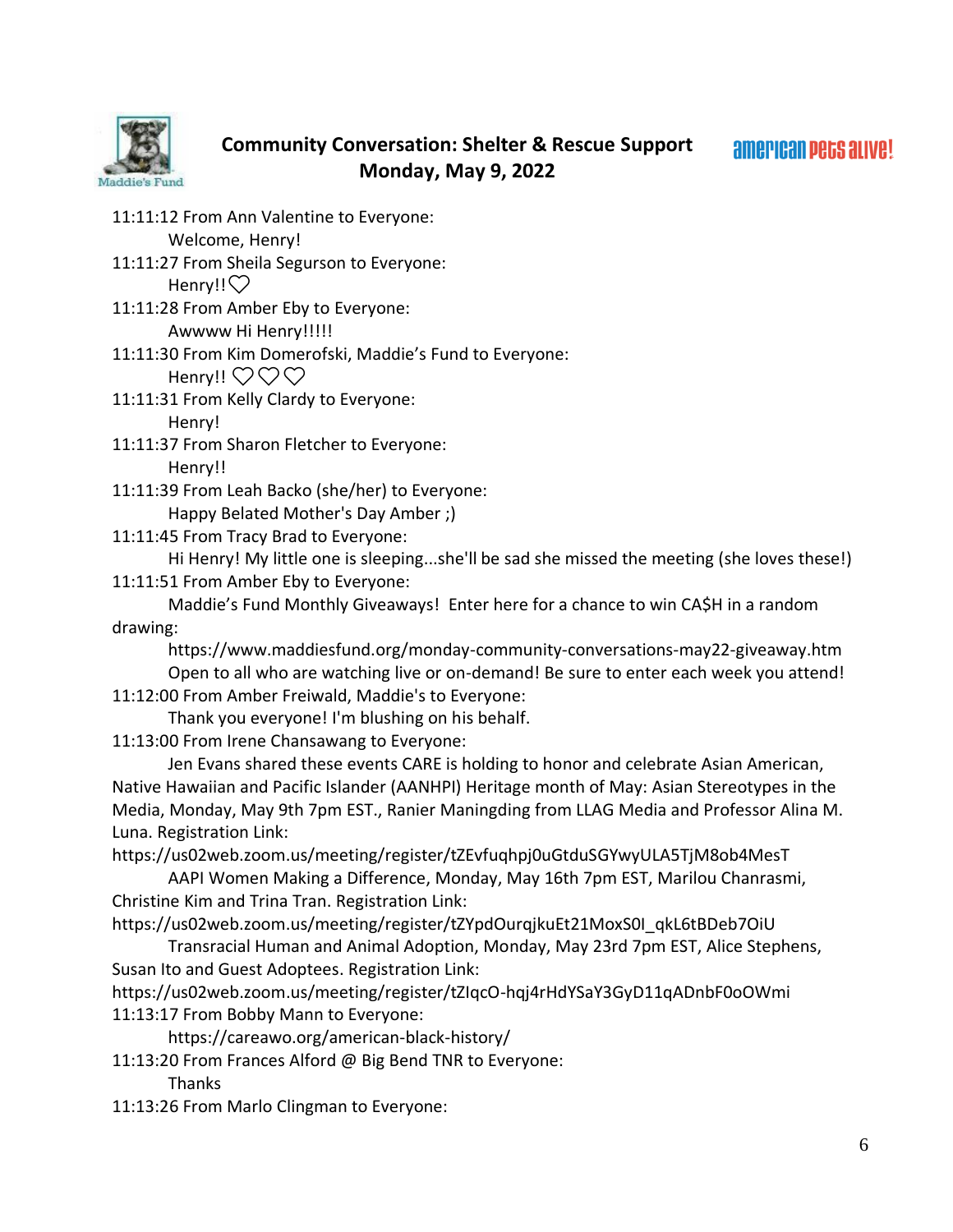11:11:12 From Ann Valentine to Everyone:
    Welcome, Henry!
11:11:27 From Sheila Segurson to Everyone:
    Henry!!♡
11:11:28 From Amber Eby to Everyone:
    Awwww Hi Henry!!!!!
11:11:30 From Kim Domerofski, Maddie's Fund to Everyone:
    Henry!! ♡♡♡
11:11:31 From Kelly Clardy to Everyone:
    Henry!
11:11:37 From Sharon Fletcher to Everyone:
    Henry!!
11:11:39 From Leah Backo (she/her) to Everyone:
    Happy Belated Mother's Day Amber ;)
11:11:45 From Tracy Brad to Everyone:
    Hi Henry! My little one is sleeping...she'll be sad she missed the meeting (she loves these!)
11:11:51 From Amber Eby to Everyone:
    Maddie's Fund Monthly Giveaways! Enter here for a chance to win CA$H in a random drawing:
    https://www.maddiesfund.org/monday-community-conversations-may22-giveaway.htm
    Open to all who are watching live or on-demand! Be sure to enter each week you attend!
11:12:00 From Amber Freiwald, Maddie's to Everyone:
    Thank you everyone! I'm blushing on his behalf.
11:13:00 From Irene Chansawang to Everyone:
    Jen Evans shared these events CARE is holding to honor and celebrate Asian American, Native Hawaiian and Pacific Islander (AANHPI) Heritage month of May: Asian Stereotypes in the Media, Monday, May 9th 7pm EST., Ranier Maningding from LLAG Media and Professor Alina M. Luna. Registration Link:
https://us02web.zoom.us/meeting/register/tZEvfuqhpj0uGtduSGYwyULA5TjM8ob4MesT
    AAPI Women Making a Difference, Monday, May 16th 7pm EST, Marilou Chanrasmi, Christine Kim and Trina Tran. Registration Link:
https://us02web.zoom.us/meeting/register/tZYpdOurqjkuEt21MoxS0I_qkL6tBDeb7OiU
    Transracial Human and Animal Adoption, Monday, May 23rd 7pm EST, Alice Stephens, Susan Ito and Guest Adoptees. Registration Link:
https://us02web.zoom.us/meeting/register/tZIqcO-hqj4rHdYSaY3GyD11qADnbF0oOWmi
11:13:17 From Bobby Mann to Everyone:
    https://careawo.org/american-black-history/
11:13:20 From Frances Alford @ Big Bend TNR to Everyone:
    Thanks
11:13:26 From Marlo Clingman to Everyone: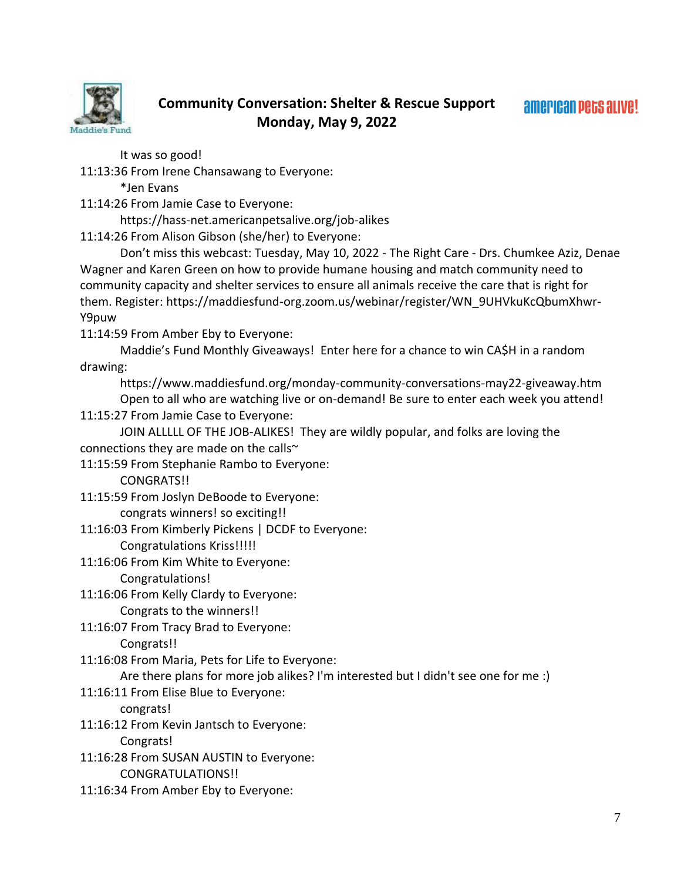It was so good!

11:13:36 From Irene Chansawang to Everyone:

*Jen Evans

11:14:26 From Jamie Case to Everyone:

https://hass-net.americanpetsalive.org/job-alikes

11:14:26 From Alison Gibson (she/her) to Everyone:

Don't miss this webcast: Tuesday, May 10, 2022 - The Right Care - Drs. Chumkee Aziz, Denae Wagner and Karen Green on how to provide humane housing and match community need to community capacity and shelter services to ensure all animals receive the care that is right for them. Register: https://maddiesfund-org.zoom.us/webinar/register/WN_9UHVkuKcQbumXhwr-Y9puw

11:14:59 From Amber Eby to Everyone:

Maddie's Fund Monthly Giveaways! Enter here for a chance to win CA$H in a random drawing:

https://www.maddiesfund.org/monday-community-conversations-may22-giveaway.htm

Open to all who are watching live or on-demand! Be sure to enter each week you attend!

11:15:27 From Jamie Case to Everyone:

JOIN ALLLLL OF THE JOB-ALIKES! They are wildly popular, and folks are loving the connections they are made on the calls~

11:15:59 From Stephanie Rambo to Everyone:

CONGRATS!!

11:15:59 From Joslyn DeBoode to Everyone:

congrats winners! so exciting!!

11:16:03 From Kimberly Pickens | DCDF to Everyone:

Congratulations Kriss!!!!!

11:16:06 From Kim White to Everyone:

Congratulations!

11:16:06 From Kelly Clardy to Everyone:

Congrats to the winners!!

11:16:07 From Tracy Brad to Everyone:

Congrats!!

11:16:08 From Maria, Pets for Life to Everyone:

Are there plans for more job alikes? I'm interested but I didn't see one for me :)

11:16:11 From Elise Blue to Everyone:

congrats!

11:16:12 From Kevin Jantsch to Everyone:

Congrats!

11:16:28 From SUSAN AUSTIN to Everyone:

CONGRATULATIONS!!

11:16:34 From Amber Eby to Everyone: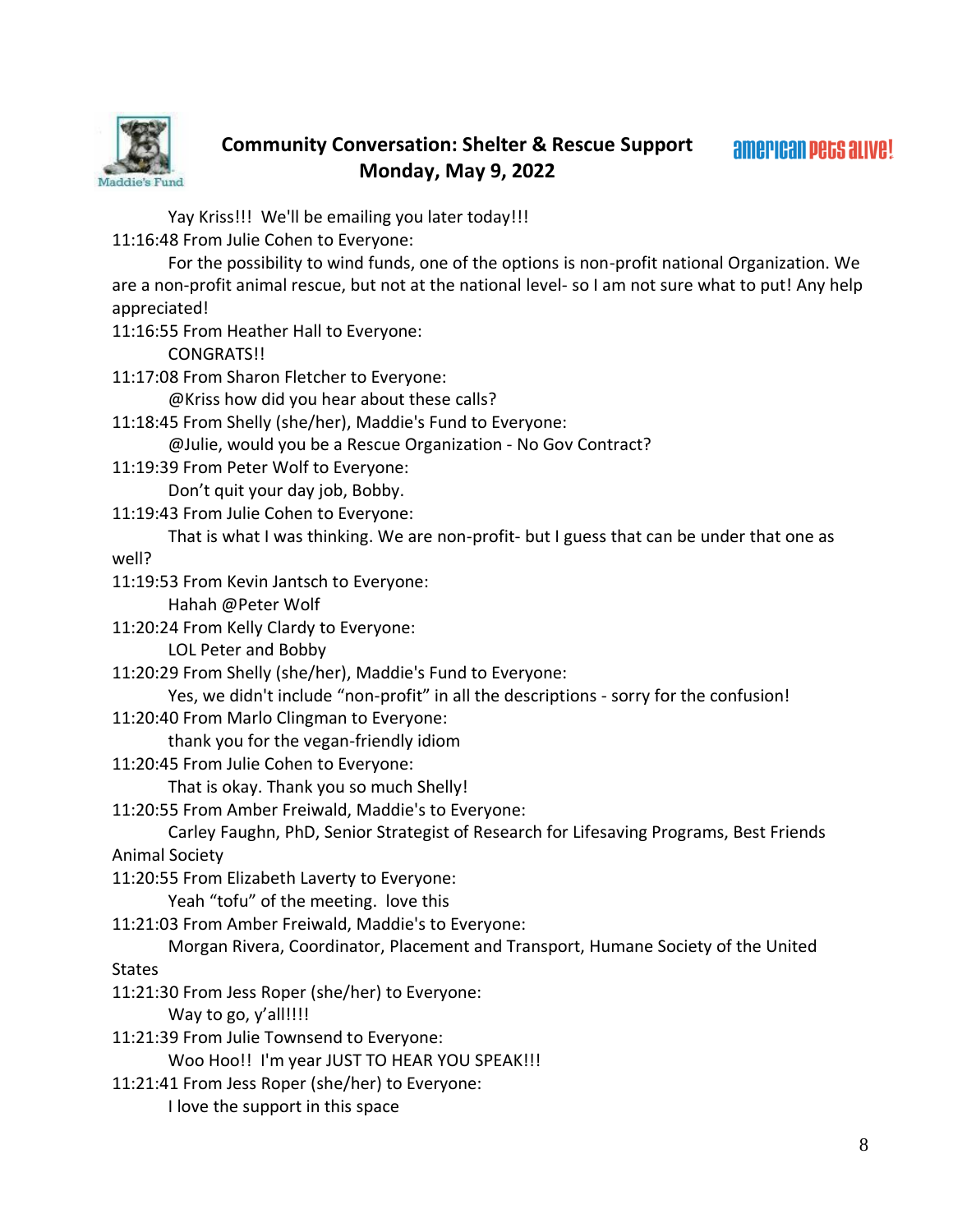Yay Kriss!!! We'll be emailing you later today!!!

11:16:48 From Julie Cohen to Everyone:
For the possibility to wind funds, one of the options is non-profit national Organization. We are a non-profit animal rescue, but not at the national level- so I am not sure what to put! Any help appreciated!

11:16:55 From Heather Hall to Everyone:
CONGRATS!!

11:17:08 From Sharon Fletcher to Everyone:
@Kriss how did you hear about these calls?

11:18:45 From Shelly (she/her), Maddie's Fund to Everyone:
@Julie, would you be a Rescue Organization - No Gov Contract?

11:19:39 From Peter Wolf to Everyone:
Don't quit your day job, Bobby.

11:19:43 From Julie Cohen to Everyone:
That is what I was thinking. We are non-profit- but I guess that can be under that one as well?

11:19:53 From Kevin Jantsch to Everyone:
Hahah @Peter Wolf

11:20:24 From Kelly Clardy to Everyone:
LOL Peter and Bobby

11:20:29 From Shelly (she/her), Maddie's Fund to Everyone:
Yes, we didn't include "non-profit" in all the descriptions - sorry for the confusion!

11:20:40 From Marlo Clingman to Everyone:
thank you for the vegan-friendly idiom

11:20:45 From Julie Cohen to Everyone:
That is okay. Thank you so much Shelly!

11:20:55 From Amber Freiwald, Maddie's to Everyone:
Carley Faughn, PhD, Senior Strategist of Research for Lifesaving Programs, Best Friends Animal Society

11:20:55 From Elizabeth Laverty to Everyone:
Yeah "tofu" of the meeting. love this

11:21:03 From Amber Freiwald, Maddie's to Everyone:
Morgan Rivera, Coordinator, Placement and Transport, Humane Society of the United States

11:21:30 From Jess Roper (she/her) to Everyone:
Way to go, y'all!!!!

11:21:39 From Julie Townsend to Everyone:
Woo Hoo!! I'm year JUST TO HEAR YOU SPEAK!!!

11:21:41 From Jess Roper (she/her) to Everyone:
I love the support in this space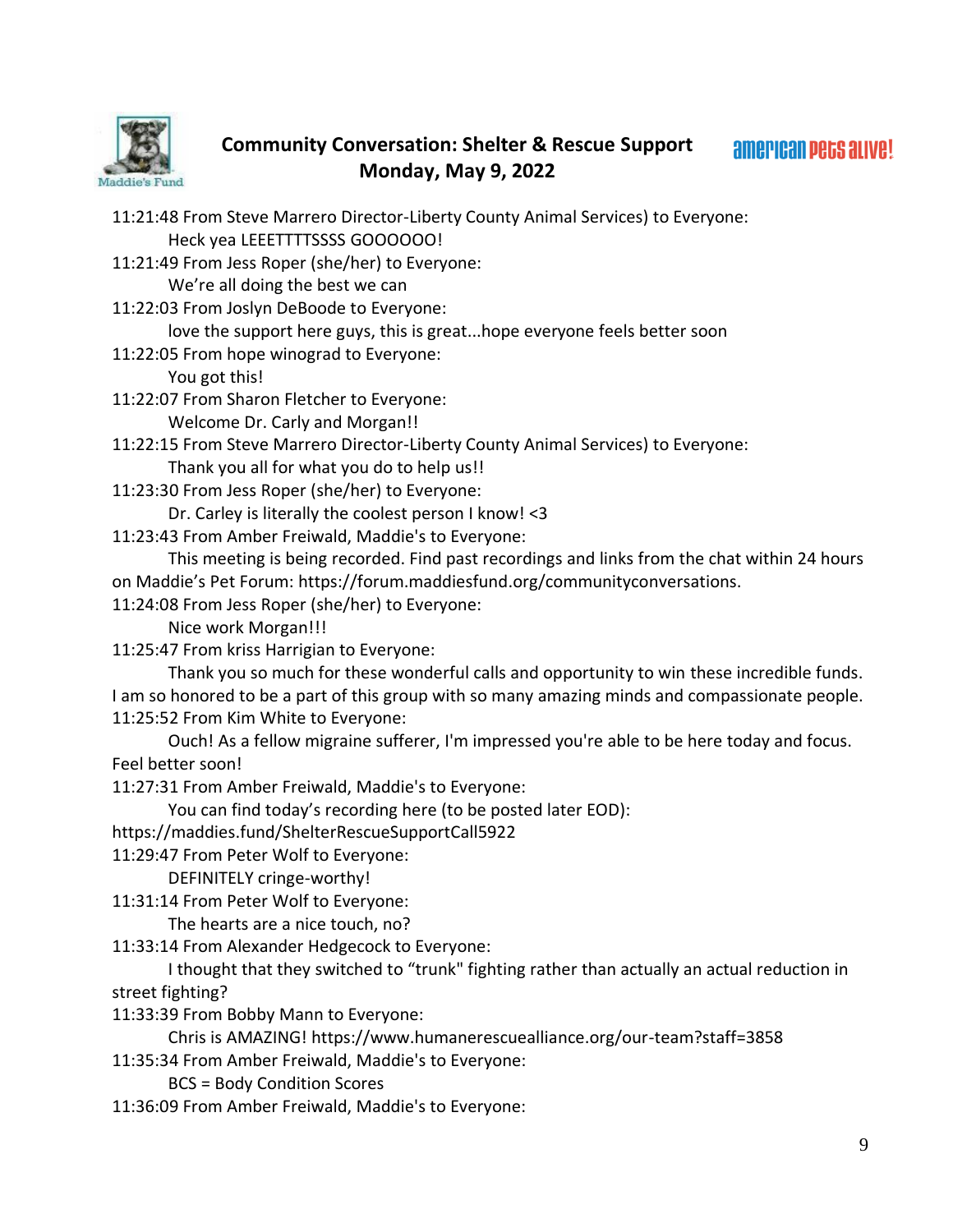11:21:48 From Steve Marrero Director-Liberty County Animal Services) to Everyone:
Heck yea LEEETTTTSSSS GOOOOOO!

11:21:49 From Jess Roper (she/her) to Everyone:
We're all doing the best we can

11:22:03 From Joslyn DeBoode to Everyone:
love the support here guys, this is great...hope everyone feels better soon

11:22:05 From hope winograd to Everyone:
You got this!

11:22:07 From Sharon Fletcher to Everyone:
Welcome Dr. Carly and Morgan!!

11:22:15 From Steve Marrero Director-Liberty County Animal Services) to Everyone:
Thank you all for what you do to help us!!

11:23:30 From Jess Roper (she/her) to Everyone:
Dr. Carley is literally the coolest person I know! <3

11:23:43 From Amber Freiwald, Maddie's to Everyone:
This meeting is being recorded. Find past recordings and links from the chat within 24 hours on Maddie's Pet Forum: https://forum.maddiesfund.org/communityconversations.

11:24:08 From Jess Roper (she/her) to Everyone:
Nice work Morgan!!!

11:25:47 From kriss Harrigian to Everyone:
Thank you so much for these wonderful calls and opportunity to win these incredible funds. I am so honored to be a part of this group with so many amazing minds and compassionate people.

11:25:52 From Kim White to Everyone:
Ouch! As a fellow migraine sufferer, I'm impressed you're able to be here today and focus. Feel better soon!

11:27:31 From Amber Freiwald, Maddie's to Everyone:
You can find today's recording here (to be posted later EOD): https://maddies.fund/ShelterRescueSupportCall5922

11:29:47 From Peter Wolf to Everyone:
DEFINITELY cringe-worthy!

11:31:14 From Peter Wolf to Everyone:
The hearts are a nice touch, no?

11:33:14 From Alexander Hedgecock to Everyone:
I thought that they switched to "trunk" fighting rather than actually an actual reduction in street fighting?

11:33:39 From Bobby Mann to Everyone:
Chris is AMAZING! https://www.humanerescuealliance.org/our-team?staff=3858

11:35:34 From Amber Freiwald, Maddie's to Everyone:
BCS = Body Condition Scores

11:36:09 From Amber Freiwald, Maddie's to Everyone: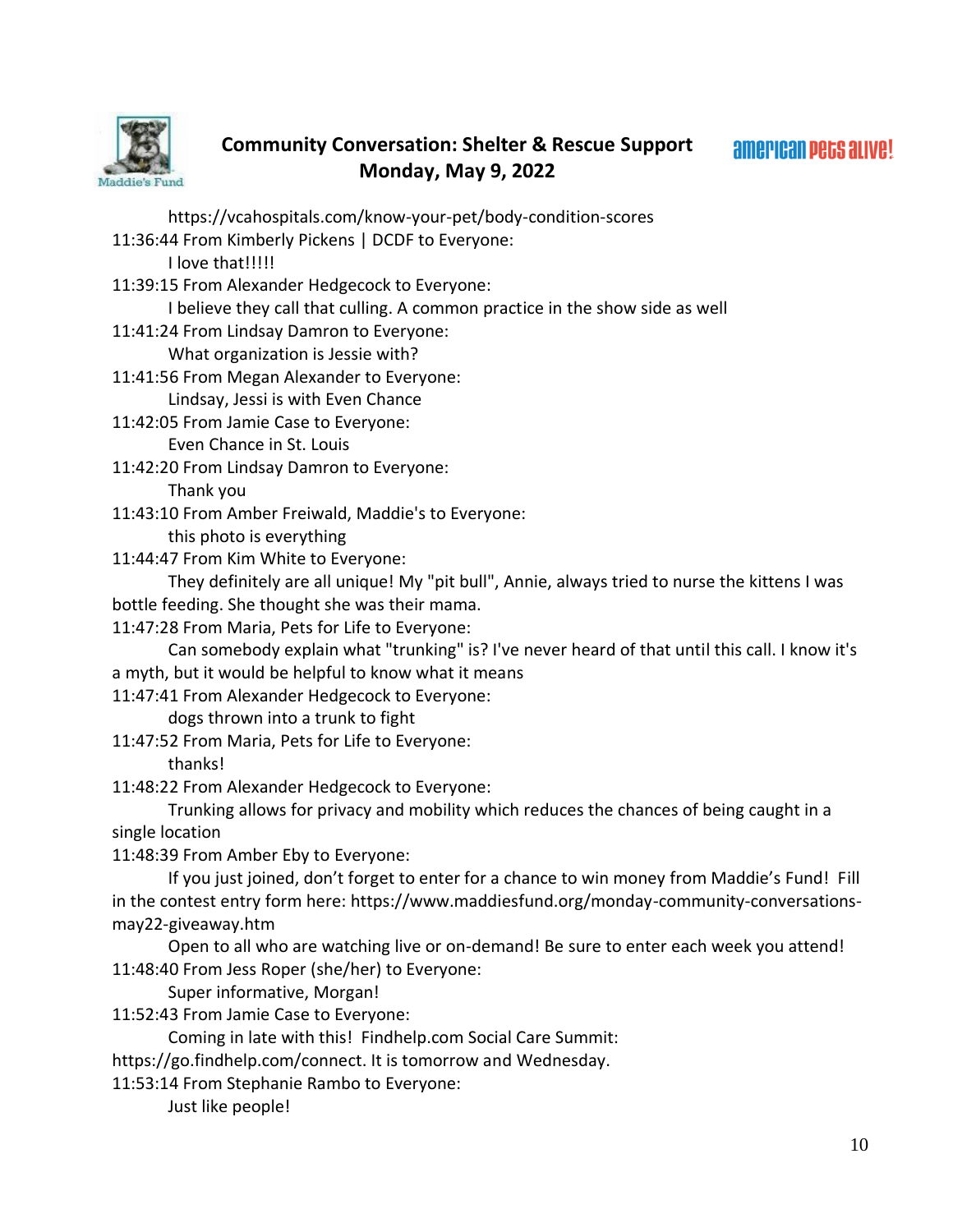https://vcahospitals.com/know-your-pet/body-condition-scores

11:36:44 From Kimberly Pickens | DCDF to Everyone:
I love that!!!!!

11:39:15 From Alexander Hedgecock to Everyone:
I believe they call that culling. A common practice in the show side as well

11:41:24 From Lindsay Damron to Everyone:
What organization is Jessie with?

11:41:56 From Megan Alexander to Everyone:
Lindsay, Jessi is with Even Chance

11:42:05 From Jamie Case to Everyone:
Even Chance in St. Louis

11:42:20 From Lindsay Damron to Everyone:
Thank you

11:43:10 From Amber Freiwald, Maddie's to Everyone:
this photo is everything

11:44:47 From Kim White to Everyone:
They definitely are all unique! My "pit bull", Annie, always tried to nurse the kittens I was bottle feeding. She thought she was their mama.

11:47:28 From Maria, Pets for Life to Everyone:
Can somebody explain what "trunking" is? I've never heard of that until this call. I know it's a myth, but it would be helpful to know what it means

11:47:41 From Alexander Hedgecock to Everyone:
dogs thrown into a trunk to fight

11:47:52 From Maria, Pets for Life to Everyone:
thanks!

11:48:22 From Alexander Hedgecock to Everyone:
Trunking allows for privacy and mobility which reduces the chances of being caught in a single location

11:48:39 From Amber Eby to Everyone:
If you just joined, don't forget to enter for a chance to win money from Maddie's Fund! Fill in the contest entry form here: https://www.maddiesfund.org/monday-community-conversations-may22-giveaway.htm
Open to all who are watching live or on-demand! Be sure to enter each week you attend!

11:48:40 From Jess Roper (she/her) to Everyone:
Super informative, Morgan!

11:52:43 From Jamie Case to Everyone:
Coming in late with this! Findhelp.com Social Care Summit: https://go.findhelp.com/connect. It is tomorrow and Wednesday.

11:53:14 From Stephanie Rambo to Everyone:
Just like people!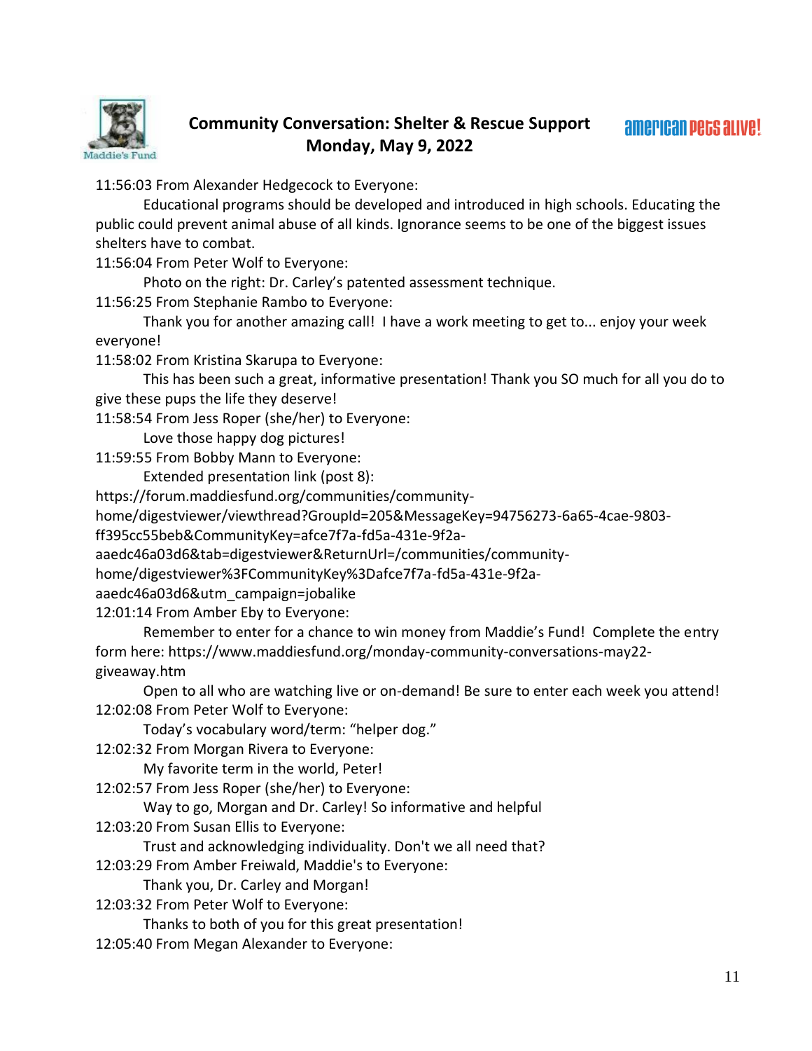11:56:03 From Alexander Hedgecock to Everyone:

Educational programs should be developed and introduced in high schools. Educating the public could prevent animal abuse of all kinds. Ignorance seems to be one of the biggest issues shelters have to combat.

11:56:04 From Peter Wolf to Everyone:

Photo on the right: Dr. Carley's patented assessment technique.

11:56:25 From Stephanie Rambo to Everyone:

Thank you for another amazing call! I have a work meeting to get to... enjoy your week everyone!

11:58:02 From Kristina Skarupa to Everyone:

This has been such a great, informative presentation! Thank you SO much for all you do to give these pups the life they deserve!

11:58:54 From Jess Roper (she/her) to Everyone:

Love those happy dog pictures!

11:59:55 From Bobby Mann to Everyone:

Extended presentation link (post 8):
https://forum.maddiesfund.org/communities/community-home/digestviewer/viewthread?GroupId=205&MessageKey=94756273-6a65-4cae-9803-ff395cc55beb&CommunityKey=afce7f7a-fd5a-431e-9f2a-aaedc46a03d6&tab=digestviewer&ReturnUrl=/communities/community-home/digestviewer%3FCommunityKey%3Dafce7f7a-fd5a-431e-9f2a-aaedc46a03d6&utm_campaign=jobalike

12:01:14 From Amber Eby to Everyone:

Remember to enter for a chance to win money from Maddie's Fund! Complete the entry form here: https://www.maddiesfund.org/monday-community-conversations-may22-giveaway.htm

Open to all who are watching live or on-demand! Be sure to enter each week you attend!

12:02:08 From Peter Wolf to Everyone:

Today's vocabulary word/term: "helper dog."

12:02:32 From Morgan Rivera to Everyone:

My favorite term in the world, Peter!

12:02:57 From Jess Roper (she/her) to Everyone:

Way to go, Morgan and Dr. Carley! So informative and helpful

12:03:20 From Susan Ellis to Everyone:

Trust and acknowledging individuality. Don't we all need that?

12:03:29 From Amber Freiwald, Maddie's to Everyone:

Thank you, Dr. Carley and Morgan!

12:03:32 From Peter Wolf to Everyone:

Thanks to both of you for this great presentation!

12:05:40 From Megan Alexander to Everyone: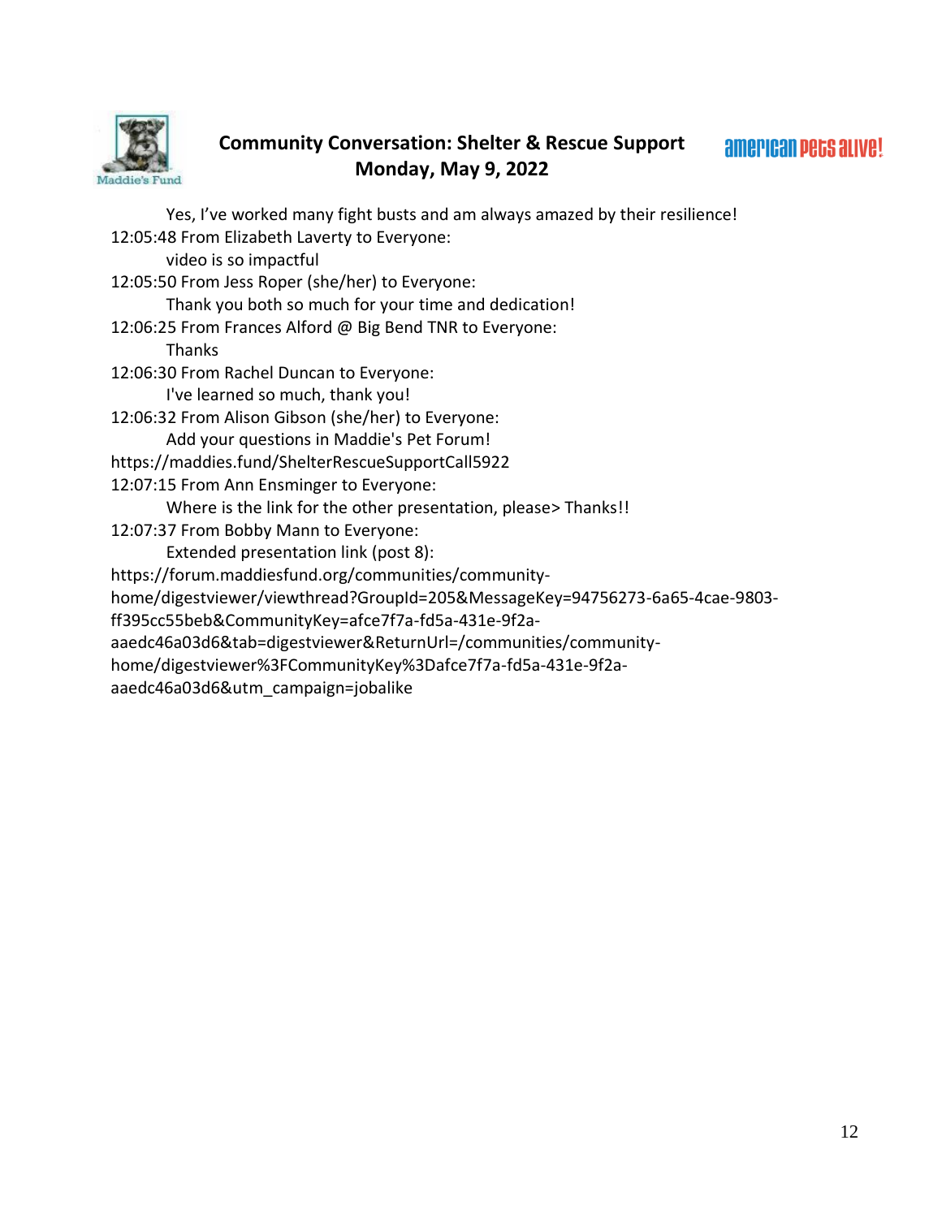Yes, I've worked many fight busts and am always amazed by their resilience!

12:05:48 From Elizabeth Laverty to Everyone:

video is so impactful

12:05:50 From Jess Roper (she/her) to Everyone:

Thank you both so much for your time and dedication!

12:06:25 From Frances Alford @ Big Bend TNR to Everyone:

Thanks

12:06:30 From Rachel Duncan to Everyone:

I've learned so much, thank you!

12:06:32 From Alison Gibson (she/her) to Everyone:

Add your questions in Maddie's Pet Forum!

https://maddies.fund/ShelterRescueSupportCall5922

12:07:15 From Ann Ensminger to Everyone:

Where is the link for the other presentation, please> Thanks!!

12:07:37 From Bobby Mann to Everyone:

Extended presentation link (post 8):

https://forum.maddiesfund.org/communities/community-home/digestviewer/viewthread?GroupId=205&MessageKey=94756273-6a65-4cae-9803-ff395cc55beb&CommunityKey=afce7f7a-fd5a-431e-9f2a-aaedc46a03d6&tab=digestviewer&ReturnUrl=/communities/community-home/digestviewer%3FCommunityKey%3Dafce7f7a-fd5a-431e-9f2a-aaedc46a03d6&utm_campaign=jobalike